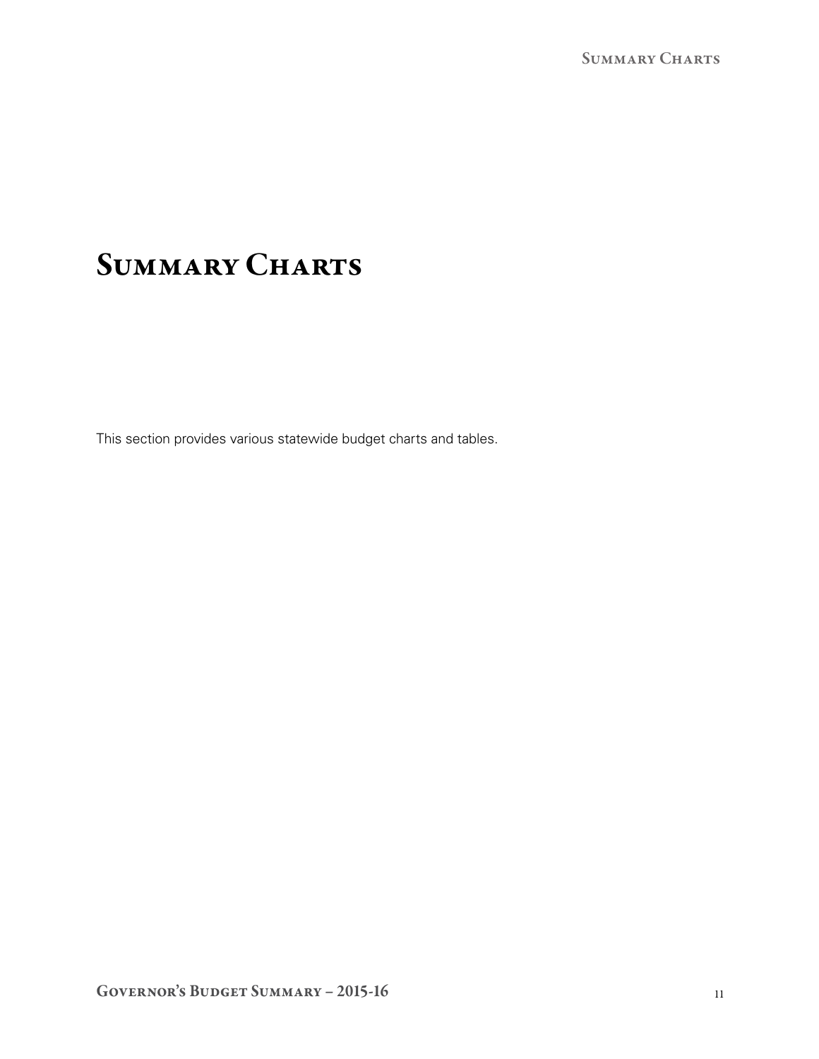# Summary Charts

This section provides various statewide budget charts and tables.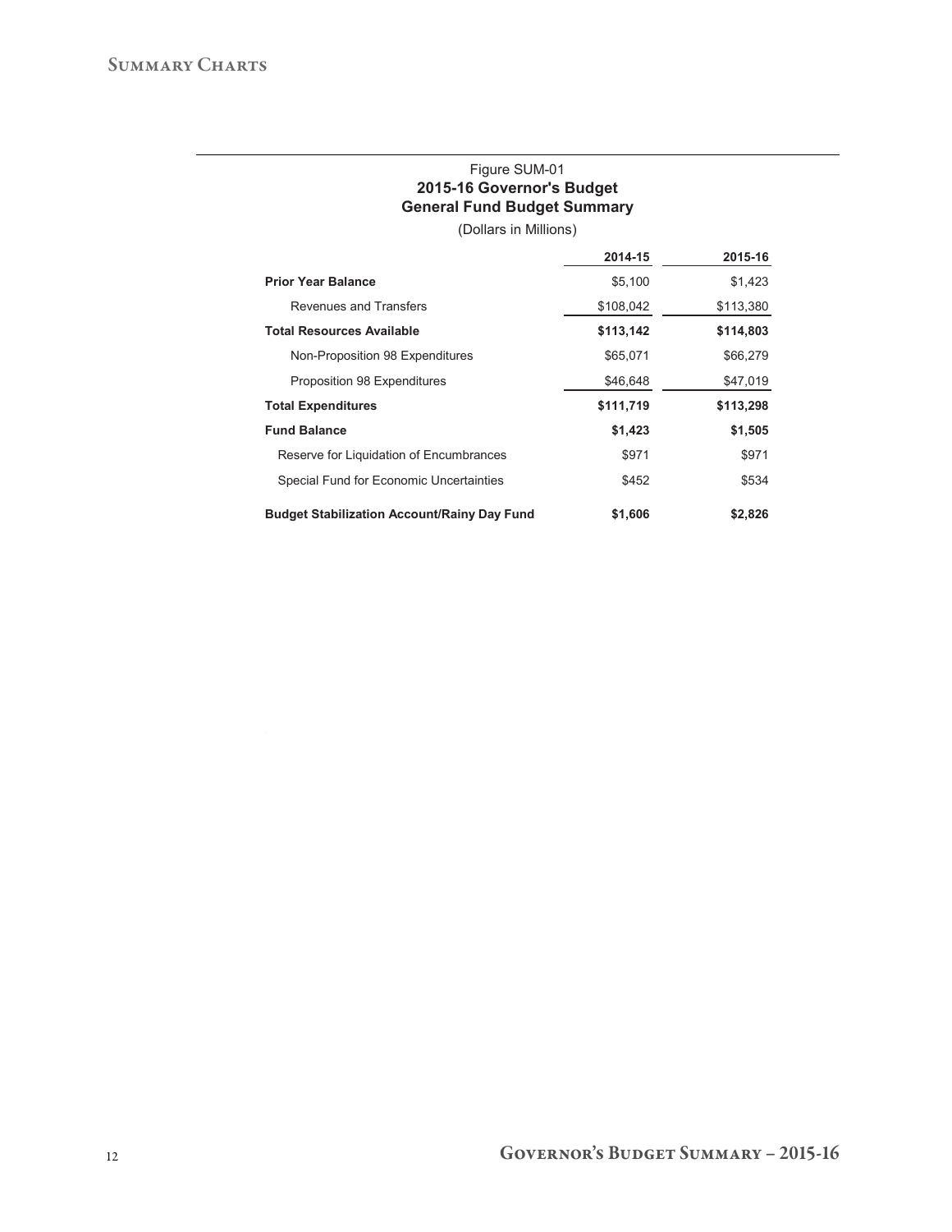Figure SUM-01

**2015-16 Governor's Budget**
**General Fund Budget Summary**

(Dollars in Millions)

| | 2014-15 | 2015-16 |
|---|---|---|
| **Prior Year Balance** | $5,100 | $1,423 |
| Revenues and Transfers | $108,042 | $113,380 |
| **Total Resources Available** | **$113,142** | **$114,803** |
| Non-Proposition 98 Expenditures | $65,071 | $66,279 |
| Proposition 98 Expenditures | $46,648 | $47,019 |
| **Total Expenditures** | **$111,719** | **$113,298** |
| **Fund Balance** | **$1,423** | **$1,505** |
| Reserve for Liquidation of Encumbrances | $971 | $971 |
| Special Fund for Economic Uncertainties | $452 | $534 |
| **Budget Stabilization Account/Rainy Day Fund** | **$1,606** | **$2,826** |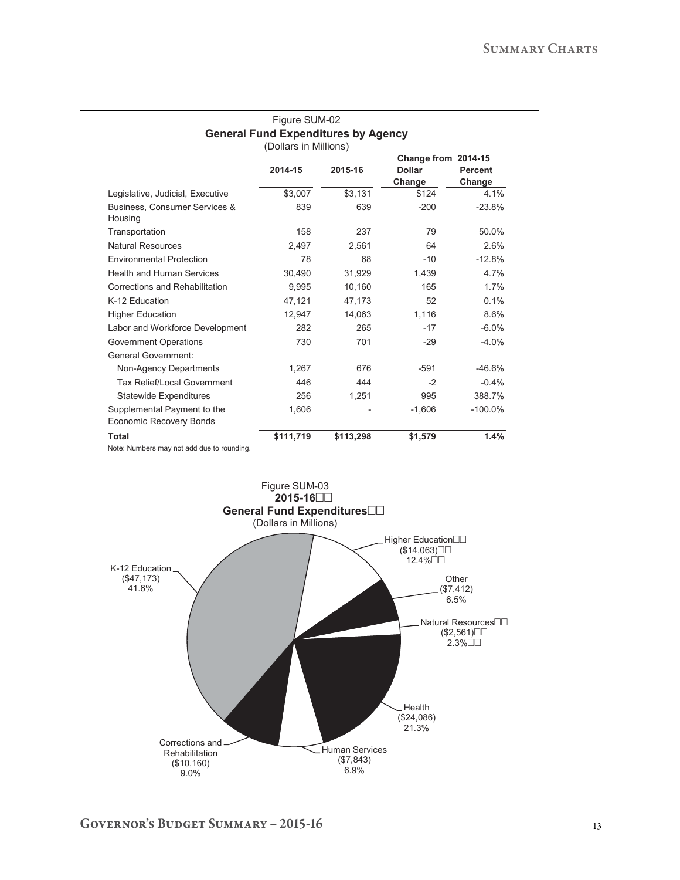Figure SUM-02

**General Fund Expenditures by Agency**

(Dollars in Millions)

| | 2014-15 | 2015-16 | Change from 2014-15 Dollar Change | Percent Change |
|---|---|---|---|---|
| Legislative, Judicial, Executive | $3,007 | $3,131 | $124 | 4.1% |
| Business, Consumer Services & Housing | 839 | 639 | -200 | -23.8% |
| Transportation | 158 | 237 | 79 | 50.0% |
| Natural Resources | 2,497 | 2,561 | 64 | 2.6% |
| Environmental Protection | 78 | 68 | -10 | -12.8% |
| Health and Human Services | 30,490 | 31,929 | 1,439 | 4.7% |
| Corrections and Rehabilitation | 9,995 | 10,160 | 165 | 1.7% |
| K-12 Education | 47,121 | 47,173 | 52 | 0.1% |
| Higher Education | 12,947 | 14,063 | 1,116 | 8.6% |
| Labor and Workforce Development | 282 | 265 | -17 | -6.0% |
| Government Operations | 730 | 701 | -29 | -4.0% |
| General Government: | | | | |
| Non-Agency Departments | 1,267 | 676 | -591 | -46.6% |
| Tax Relief/Local Government | 446 | 444 | -2 | -0.4% |
| Statewide Expenditures | 256 | 1,251 | 995 | 388.7% |
| Supplemental Payment to the Economic Recovery Bonds | 1,606 | - | -1,606 | -100.0% |
| **Total** | **$111,719** | **$113,298** | **$1,579** | **1.4%** |

Note: Numbers may not add due to rounding.

Figure SUM-03

**2015-16**

**General Fund Expenditures**

(Dollars in Millions)

| Category | Amount | Percent |
|---|---|---|
| K-12 Education | ($47,173) | 41.6% |
| Higher Education | ($14,063) | 12.4% |
| Other | ($7,412) | 6.5% |
| Natural Resources | ($2,561) | 2.3% |
| Health | ($24,086) | 21.3% |
| Human Services | ($7,843) | 6.9% |
| Corrections and Rehabilitation | ($10,160) | 9.0% |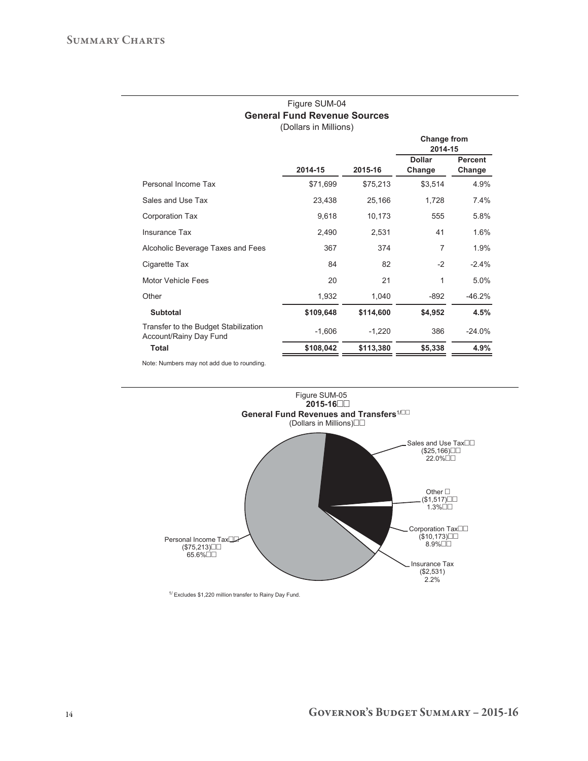Figure SUM-04

**General Fund Revenue Sources**

(Dollars in Millions)

| | 2014-15 | 2015-16 | Change from 2014-15 Dollar Change | Change from 2014-15 Percent Change |
|---|---|---|---|---|
| Personal Income Tax | $71,699 | $75,213 | $3,514 | 4.9% |
| Sales and Use Tax | 23,438 | 25,166 | 1,728 | 7.4% |
| Corporation Tax | 9,618 | 10,173 | 555 | 5.8% |
| Insurance Tax | 2,490 | 2,531 | 41 | 1.6% |
| Alcoholic Beverage Taxes and Fees | 367 | 374 | 7 | 1.9% |
| Cigarette Tax | 84 | 82 | -2 | -2.4% |
| Motor Vehicle Fees | 20 | 21 | 1 | 5.0% |
| Other | 1,932 | 1,040 | -892 | -46.2% |
| **Subtotal** | **$109,648** | **$114,600** | **$4,952** | **4.5%** |
| Transfer to the Budget Stabilization Account/Rainy Day Fund | -1,606 | -1,220 | 386 | -24.0% |
| **Total** | **$108,042** | **$113,380** | **$5,338** | **4.9%** |

Note: Numbers may not add due to rounding.

Figure SUM-05

**2015-16**

**General Fund Revenues and Transfers**[1/]

(Dollars in Millions)

- Personal Income Tax ($75,213) 65.6%
- Sales and Use Tax ($25,166) 22.0%
- Other ($1,517) 1.3%
- Corporation Tax ($10,173) 8.9%
- Insurance Tax ($2,531) 2.2%

[1/] Excludes $1,220 million transfer to Rainy Day Fund.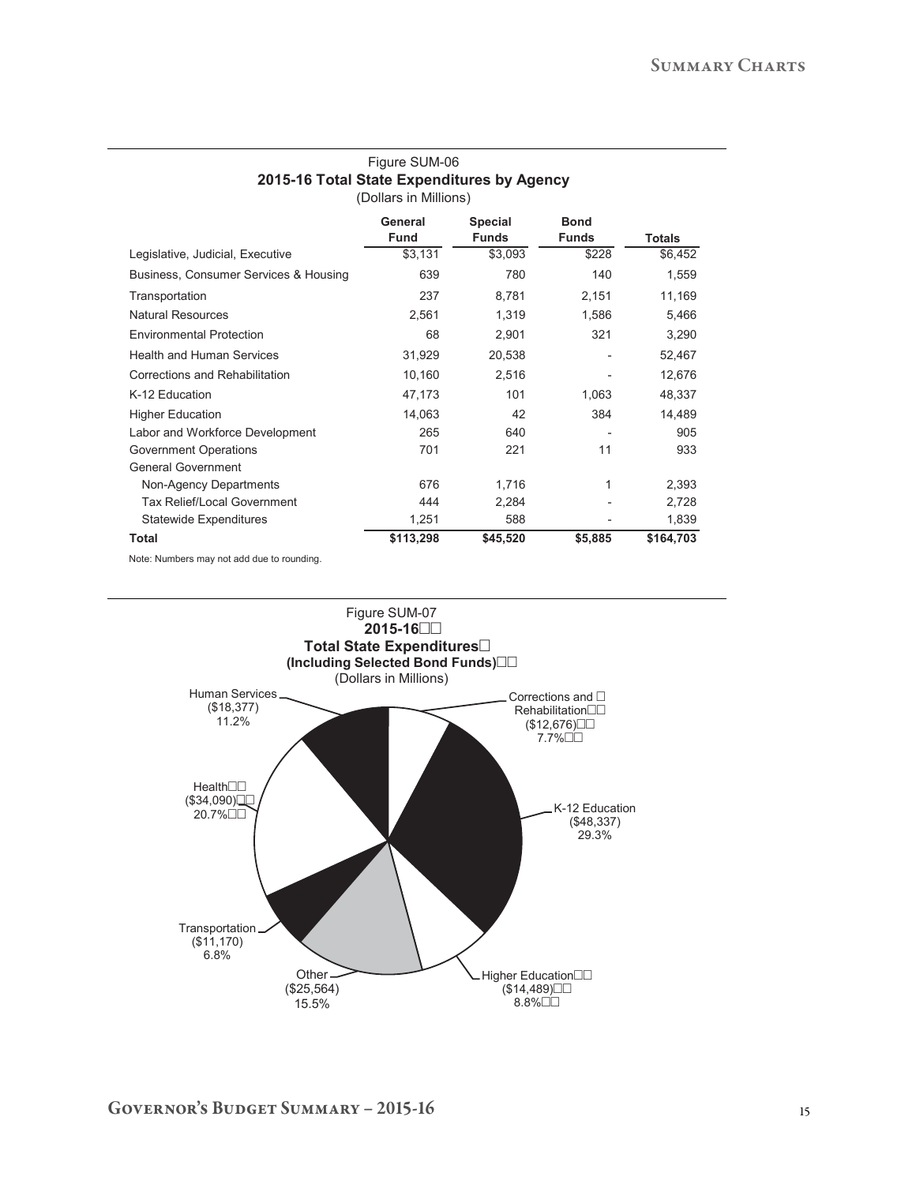Figure SUM-06

**2015-16 Total State Expenditures by Agency**

(Dollars in Millions)

| | General Fund | Special Funds | Bond Funds | Totals |
|---|---|---|---|---|
| Legislative, Judicial, Executive | $3,131 | $3,093 | $228 | $6,452 |
| Business, Consumer Services & Housing | 639 | 780 | 140 | 1,559 |
| Transportation | 237 | 8,781 | 2,151 | 11,169 |
| Natural Resources | 2,561 | 1,319 | 1,586 | 5,466 |
| Environmental Protection | 68 | 2,901 | 321 | 3,290 |
| Health and Human Services | 31,929 | 20,538 | - | 52,467 |
| Corrections and Rehabilitation | 10,160 | 2,516 | - | 12,676 |
| K-12 Education | 47,173 | 101 | 1,063 | 48,337 |
| Higher Education | 14,063 | 42 | 384 | 14,489 |
| Labor and Workforce Development | 265 | 640 | - | 905 |
| Government Operations | 701 | 221 | 11 | 933 |
| General Government | | | | |
| Non-Agency Departments | 676 | 1,716 | 1 | 2,393 |
| Tax Relief/Local Government | 444 | 2,284 | - | 2,728 |
| Statewide Expenditures | 1,251 | 588 | - | 1,839 |
| **Total** | **$113,298** | **$45,520** | **$5,885** | **$164,703** |

Note: Numbers may not add due to rounding.

Figure SUM-07

**2015-16**

**Total State Expenditures**

**(Including Selected Bond Funds)**

(Dollars in Millions)

- Corrections and Rehabilitation ($12,676) 7.7%
- K-12 Education ($48,337) 29.3%
- Higher Education ($14,489) 8.8%
- Other ($25,564) 15.5%
- Transportation ($11,170) 6.8%
- Health ($34,090) 20.7%
- Human Services ($18,377) 11.2%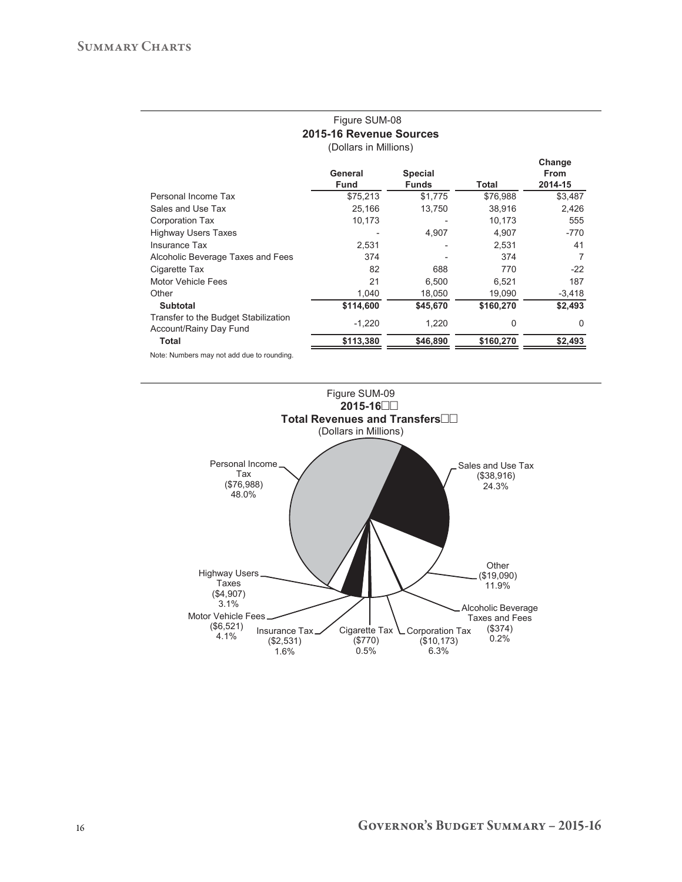Figure SUM-08
**2015-16 Revenue Sources**
(Dollars in Millions)

| | General Fund | Special Funds | Total | Change From 2014-15 |
|---|---|---|---|---|
| Personal Income Tax | $75,213 | $1,775 | $76,988 | $3,487 |
| Sales and Use Tax | 25,166 | 13,750 | 38,916 | 2,426 |
| Corporation Tax | 10,173 | - | 10,173 | 555 |
| Highway Users Taxes | - | 4,907 | 4,907 | -770 |
| Insurance Tax | 2,531 | - | 2,531 | 41 |
| Alcoholic Beverage Taxes and Fees | 374 | - | 374 | 7 |
| Cigarette Tax | 82 | 688 | 770 | -22 |
| Motor Vehicle Fees | 21 | 6,500 | 6,521 | 187 |
| Other | 1,040 | 18,050 | 19,090 | -3,418 |
| **Subtotal** | **$114,600** | **$45,670** | **$160,270** | **$2,493** |
| Transfer to the Budget Stabilization Account/Rainy Day Fund | -1,220 | 1,220 | 0 | 0 |
| **Total** | **$113,380** | **$46,890** | **$160,270** | **$2,493** |

Note: Numbers may not add due to rounding.

Figure SUM-09
**2015-16**
**Total Revenues and Transfers**
(Dollars in Millions)

Personal Income Tax ($76,988) 48.0%
Sales and Use Tax ($38,916) 24.3%
Other ($19,090) 11.9%
Alcoholic Beverage Taxes and Fees ($374) 0.2%
Corporation Tax ($10,173) 6.3%
Cigarette Tax ($770) 0.5%
Insurance Tax ($2,531) 1.6%
Motor Vehicle Fees ($6,521) 4.1%
Highway Users Taxes ($4,907) 3.1%